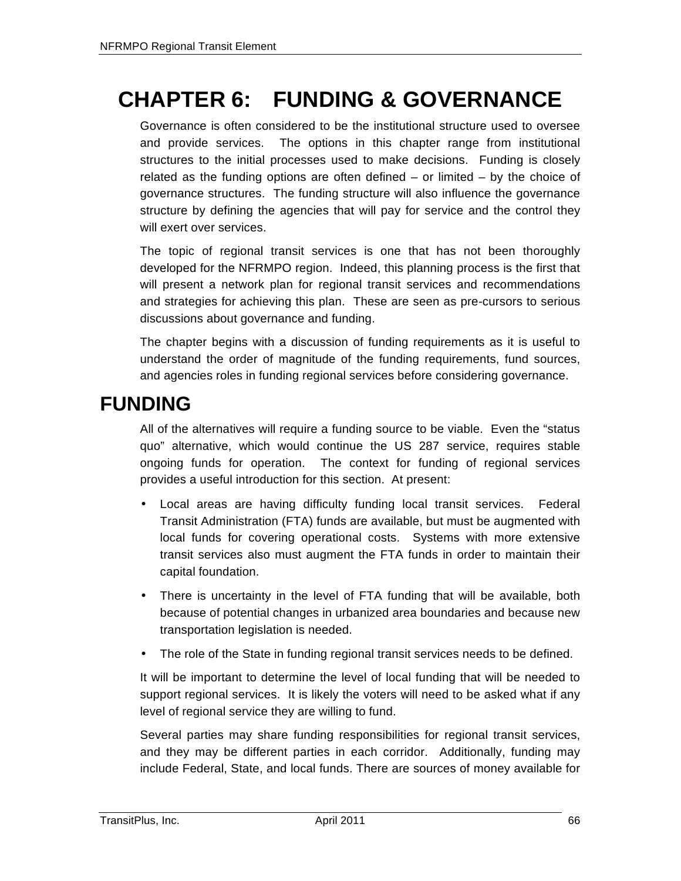# CHAPTER 6: FUNDING & GOVERNANCE

Governance is often considered to be the institutional structure used to oversee and provide services. The options in this chapter range from institutional structures to the initial processes used to make decisions. Funding is closely related as the funding options are often defined – or limited – by the choice of governance structures. The funding structure will also influence the governance structure by defining the agencies that will pay for service and the control they will exert over services.

The topic of regional transit services is one that has not been thoroughly developed for the NFRMPO region. Indeed, this planning process is the first that will present a network plan for regional transit services and recommendations and strategies for achieving this plan. These are seen as pre-cursors to serious discussions about governance and funding.

The chapter begins with a discussion of funding requirements as it is useful to understand the order of magnitude of the funding requirements, fund sources, and agencies roles in funding regional services before considering governance.

## FUNDING

All of the alternatives will require a funding source to be viable. Even the "status quo" alternative, which would continue the US 287 service, requires stable ongoing funds for operation. The context for funding of regional services provides a useful introduction for this section. At present:

- Local areas are having difficulty funding local transit services. Federal Transit Administration (FTA) funds are available, but must be augmented with local funds for covering operational costs. Systems with more extensive transit services also must augment the FTA funds in order to maintain their capital foundation.
- There is uncertainty in the level of FTA funding that will be available, both because of potential changes in urbanized area boundaries and because new transportation legislation is needed.
- The role of the State in funding regional transit services needs to be defined.

It will be important to determine the level of local funding that will be needed to support regional services. It is likely the voters will need to be asked what if any level of regional service they are willing to fund.

Several parties may share funding responsibilities for regional transit services, and they may be different parties in each corridor. Additionally, funding may include Federal, State, and local funds. There are sources of money available for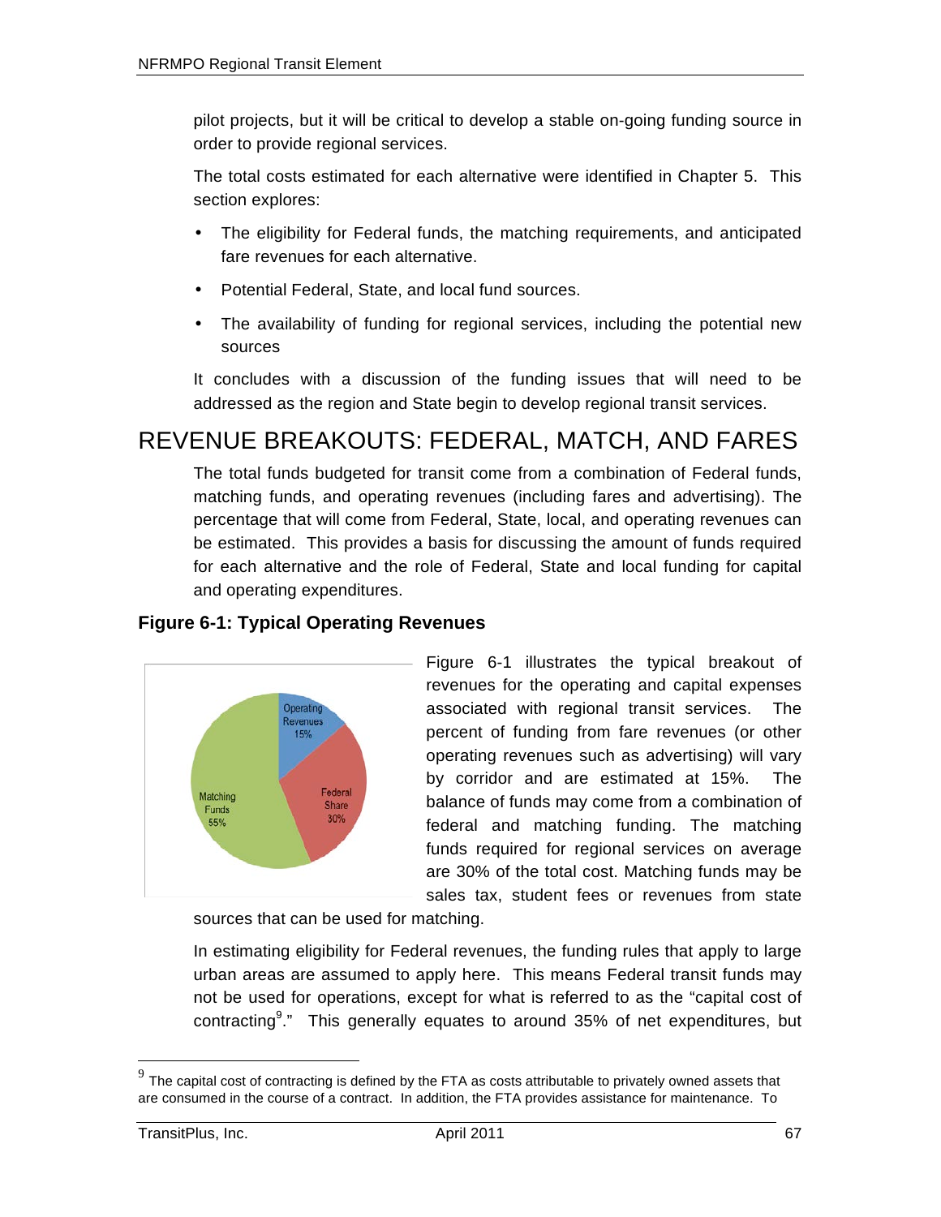pilot projects, but it will be critical to develop a stable on-going funding source in order to provide regional services.

The total costs estimated for each alternative were identified in Chapter 5. This section explores:

- The eligibility for Federal funds, the matching requirements, and anticipated fare revenues for each alternative.
- Potential Federal, State, and local fund sources.
- The availability of funding for regional services, including the potential new sources

It concludes with a discussion of the funding issues that will need to be addressed as the region and State begin to develop regional transit services.

# REVENUE BREAKOUTS: FEDERAL, MATCH, AND FARES

The total funds budgeted for transit come from a combination of Federal funds, matching funds, and operating revenues (including fares and advertising). The percentage that will come from Federal, State, local, and operating revenues can be estimated. This provides a basis for discussing the amount of funds required for each alternative and the role of Federal, State and local funding for capital and operating expenditures.

**Figure 6-1: Typical Operating Revenues**

Operating Revenues 15%

Federal Share 30%

Matching Funds 55%

Figure 6-1 illustrates the typical breakout of revenues for the operating and capital expenses associated with regional transit services. The percent of funding from fare revenues (or other operating revenues such as advertising) will vary by corridor and are estimated at 15%. The balance of funds may come from a combination of federal and matching funding. The matching funds required for regional services on average are 30% of the total cost. Matching funds may be sales tax, student fees or revenues from state sources that can be used for matching.

In estimating eligibility for Federal revenues, the funding rules that apply to large urban areas are assumed to apply here. This means Federal transit funds may not be used for operations, except for what is referred to as the "capital cost of contracting[9]." This generally equates to around 35% of net expenditures, but

[9] The capital cost of contracting is defined by the FTA as costs attributable to privately owned assets that are consumed in the course of a contract. In addition, the FTA provides assistance for maintenance. To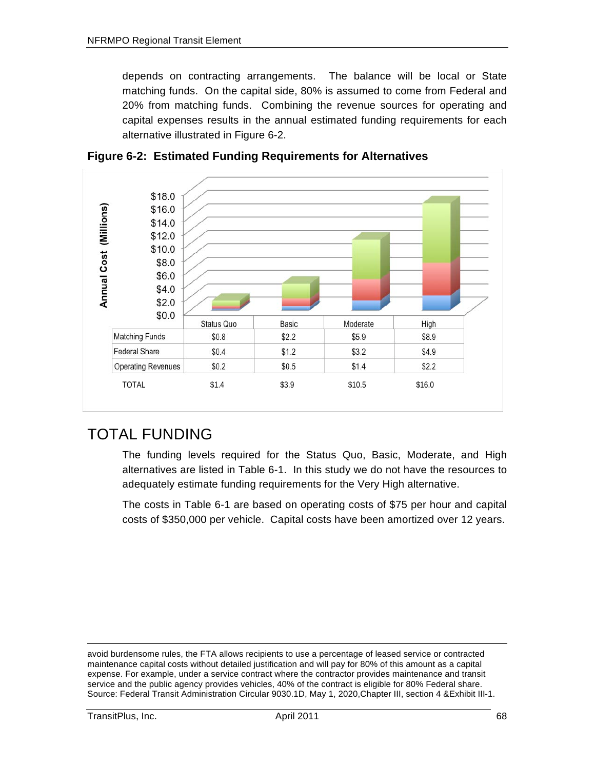depends on contracting arrangements. The balance will be local or State matching funds. On the capital side, 80% is assumed to come from Federal and 20% from matching funds. Combining the revenue sources for operating and capital expenses results in the annual estimated funding requirements for each alternative illustrated in Figure 6-2.

**Figure 6-2: Estimated Funding Requirements for Alternatives**

Annual Cost (Millions)

$18.0
$16.0
$14.0
$12.0
$10.0
$8.0
$6.0
$4.0
$2.0
$0.0

| | Status Quo | Basic | Moderate | High |
|---|---|---|---|---|
| Matching Funds | $0.8 | $2.2 | $5.9 | $8.9 |
| Federal Share | $0.4 | $1.2 | $3.2 | $4.9 |
| Operating Revenues | $0.2 | $0.5 | $1.4 | $2.2 |
| TOTAL | $1.4 | $3.9 | $10.5 | $16.0 |

## TOTAL FUNDING

The funding levels required for the Status Quo, Basic, Moderate, and High alternatives are listed in Table 6-1. In this study we do not have the resources to adequately estimate funding requirements for the Very High alternative.

The costs in Table 6-1 are based on operating costs of $75 per hour and capital costs of $350,000 per vehicle. Capital costs have been amortized over 12 years.

avoid burdensome rules, the FTA allows recipients to use a percentage of leased service or contracted maintenance capital costs without detailed justification and will pay for 80% of this amount as a capital expense. For example, under a service contract where the contractor provides maintenance and transit service and the public agency provides vehicles, 40% of the contract is eligible for 80% Federal share. Source: Federal Transit Administration Circular 9030.1D, May 1, 2020,Chapter III, section 4 &Exhibit III-1.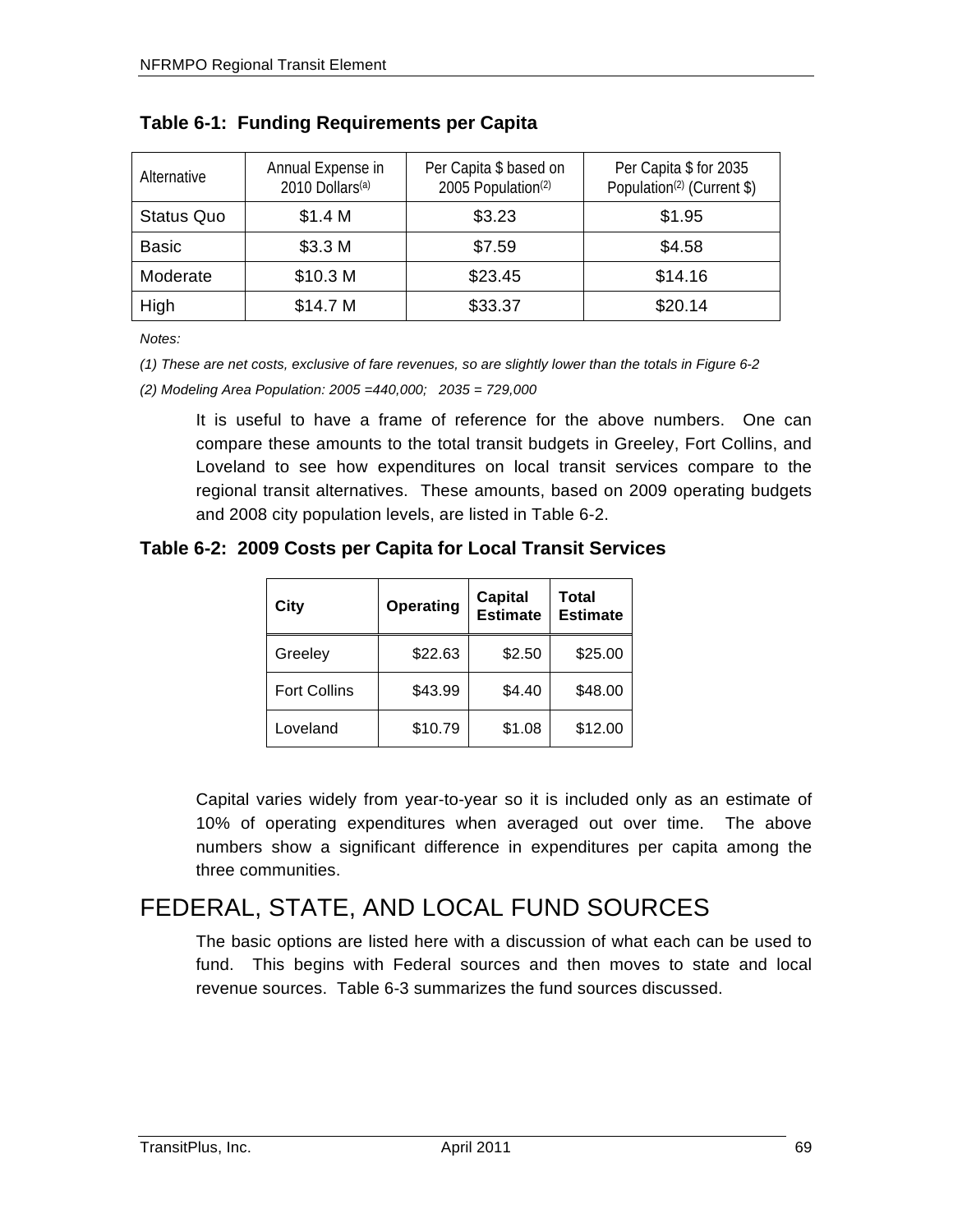**Table 6-1: Funding Requirements per Capita**

| Alternative | Annual Expense in 2010 Dollars[a] | Per Capita $ based on 2005 Population[2] | Per Capita $ for 2035 Population[2] (Current $) |
|---|---|---|---|
| Status Quo | $1.4 M | $3.23 | $1.95 |
| Basic | $3.3 M | $7.59 | $4.58 |
| Moderate | $10.3 M | $23.45 | $14.16 |
| High | $14.7 M | $33.37 | $20.14 |

*Notes:*

*(1) These are net costs, exclusive of fare revenues, so are slightly lower than the totals in Figure 6-2*

*(2) Modeling Area Population: 2005 =440,000; 2035 = 729,000*

It is useful to have a frame of reference for the above numbers. One can compare these amounts to the total transit budgets in Greeley, Fort Collins, and Loveland to see how expenditures on local transit services compare to the regional transit alternatives. These amounts, based on 2009 operating budgets and 2008 city population levels, are listed in Table 6-2.

**Table 6-2: 2009 Costs per Capita for Local Transit Services**

| City | Operating | Capital Estimate | Total Estimate |
|---|---|---|---|
| Greeley | $22.63 | $2.50 | $25.00 |
| Fort Collins | $43.99 | $4.40 | $48.00 |
| Loveland | $10.79 | $1.08 | $12.00 |

Capital varies widely from year-to-year so it is included only as an estimate of 10% of operating expenditures when averaged out over time. The above numbers show a significant difference in expenditures per capita among the three communities.

# FEDERAL, STATE, AND LOCAL FUND SOURCES

The basic options are listed here with a discussion of what each can be used to fund. This begins with Federal sources and then moves to state and local revenue sources. Table 6-3 summarizes the fund sources discussed.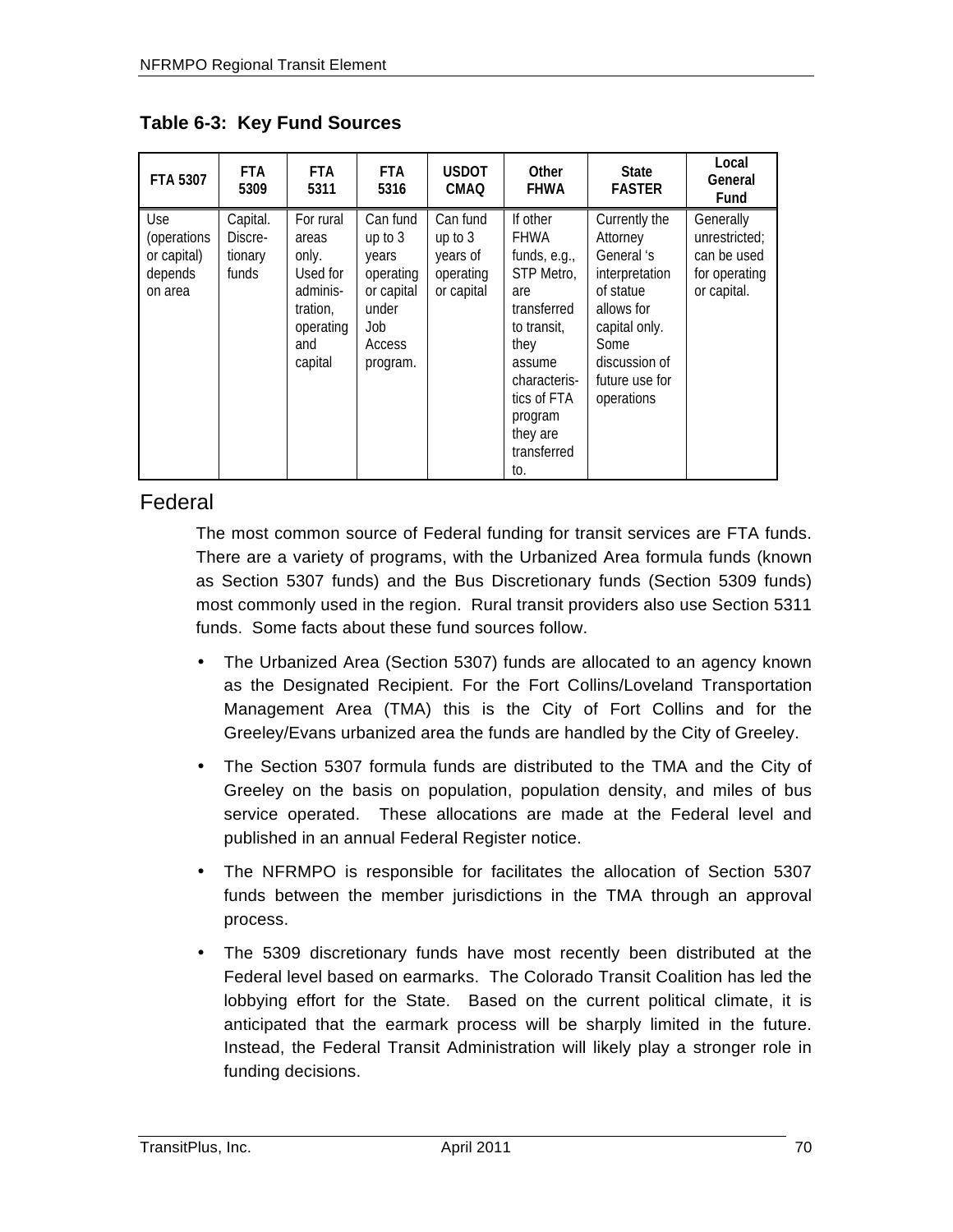**Table 6-3: Key Fund Sources**

| FTA 5307 | FTA 5309 | FTA 5311 | FTA 5316 | USDOT CMAQ | Other FHWA | State FASTER | Local General Fund |
|---|---|---|---|---|---|---|---|
| Use (operations or capital) depends on area | Capital. Discretionary funds | For rural areas only. Used for administration, operating and capital | Can fund up to 3 years operating or capital under Job Access program. | Can fund up to 3 years of operating or capital | If other FHWA funds, e.g., STP Metro, are transferred to transit, they assume characteristics of FTA program they are transferred to. | Currently the Attorney General 's interpretation of statue allows for capital only. Some discussion of future use for operations | Generally unrestricted; can be used for operating or capital. |

## Federal

The most common source of Federal funding for transit services are FTA funds. There are a variety of programs, with the Urbanized Area formula funds (known as Section 5307 funds) and the Bus Discretionary funds (Section 5309 funds) most commonly used in the region. Rural transit providers also use Section 5311 funds. Some facts about these fund sources follow.

- The Urbanized Area (Section 5307) funds are allocated to an agency known as the Designated Recipient. For the Fort Collins/Loveland Transportation Management Area (TMA) this is the City of Fort Collins and for the Greeley/Evans urbanized area the funds are handled by the City of Greeley.
- The Section 5307 formula funds are distributed to the TMA and the City of Greeley on the basis on population, population density, and miles of bus service operated. These allocations are made at the Federal level and published in an annual Federal Register notice.
- The NFRMPO is responsible for facilitates the allocation of Section 5307 funds between the member jurisdictions in the TMA through an approval process.
- The 5309 discretionary funds have most recently been distributed at the Federal level based on earmarks. The Colorado Transit Coalition has led the lobbying effort for the State. Based on the current political climate, it is anticipated that the earmark process will be sharply limited in the future. Instead, the Federal Transit Administration will likely play a stronger role in funding decisions.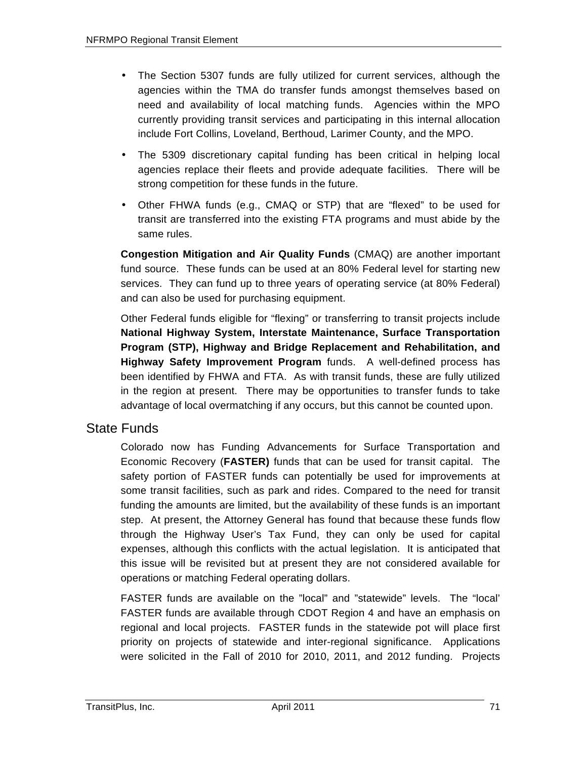- The Section 5307 funds are fully utilized for current services, although the agencies within the TMA do transfer funds amongst themselves based on need and availability of local matching funds. Agencies within the MPO currently providing transit services and participating in this internal allocation include Fort Collins, Loveland, Berthoud, Larimer County, and the MPO.
- The 5309 discretionary capital funding has been critical in helping local agencies replace their fleets and provide adequate facilities. There will be strong competition for these funds in the future.
- Other FHWA funds (e.g., CMAQ or STP) that are "flexed" to be used for transit are transferred into the existing FTA programs and must abide by the same rules.

**Congestion Mitigation and Air Quality Funds** (CMAQ) are another important fund source. These funds can be used at an 80% Federal level for starting new services. They can fund up to three years of operating service (at 80% Federal) and can also be used for purchasing equipment.

Other Federal funds eligible for "flexing" or transferring to transit projects include **National Highway System, Interstate Maintenance, Surface Transportation Program (STP), Highway and Bridge Replacement and Rehabilitation, and Highway Safety Improvement Program** funds. A well-defined process has been identified by FHWA and FTA. As with transit funds, these are fully utilized in the region at present. There may be opportunities to transfer funds to take advantage of local overmatching if any occurs, but this cannot be counted upon.

## State Funds

Colorado now has Funding Advancements for Surface Transportation and Economic Recovery (**FASTER)** funds that can be used for transit capital. The safety portion of FASTER funds can potentially be used for improvements at some transit facilities, such as park and rides. Compared to the need for transit funding the amounts are limited, but the availability of these funds is an important step. At present, the Attorney General has found that because these funds flow through the Highway User's Tax Fund, they can only be used for capital expenses, although this conflicts with the actual legislation. It is anticipated that this issue will be revisited but at present they are not considered available for operations or matching Federal operating dollars.

FASTER funds are available on the "local" and "statewide" levels. The "local' FASTER funds are available through CDOT Region 4 and have an emphasis on regional and local projects. FASTER funds in the statewide pot will place first priority on projects of statewide and inter-regional significance. Applications were solicited in the Fall of 2010 for 2010, 2011, and 2012 funding. Projects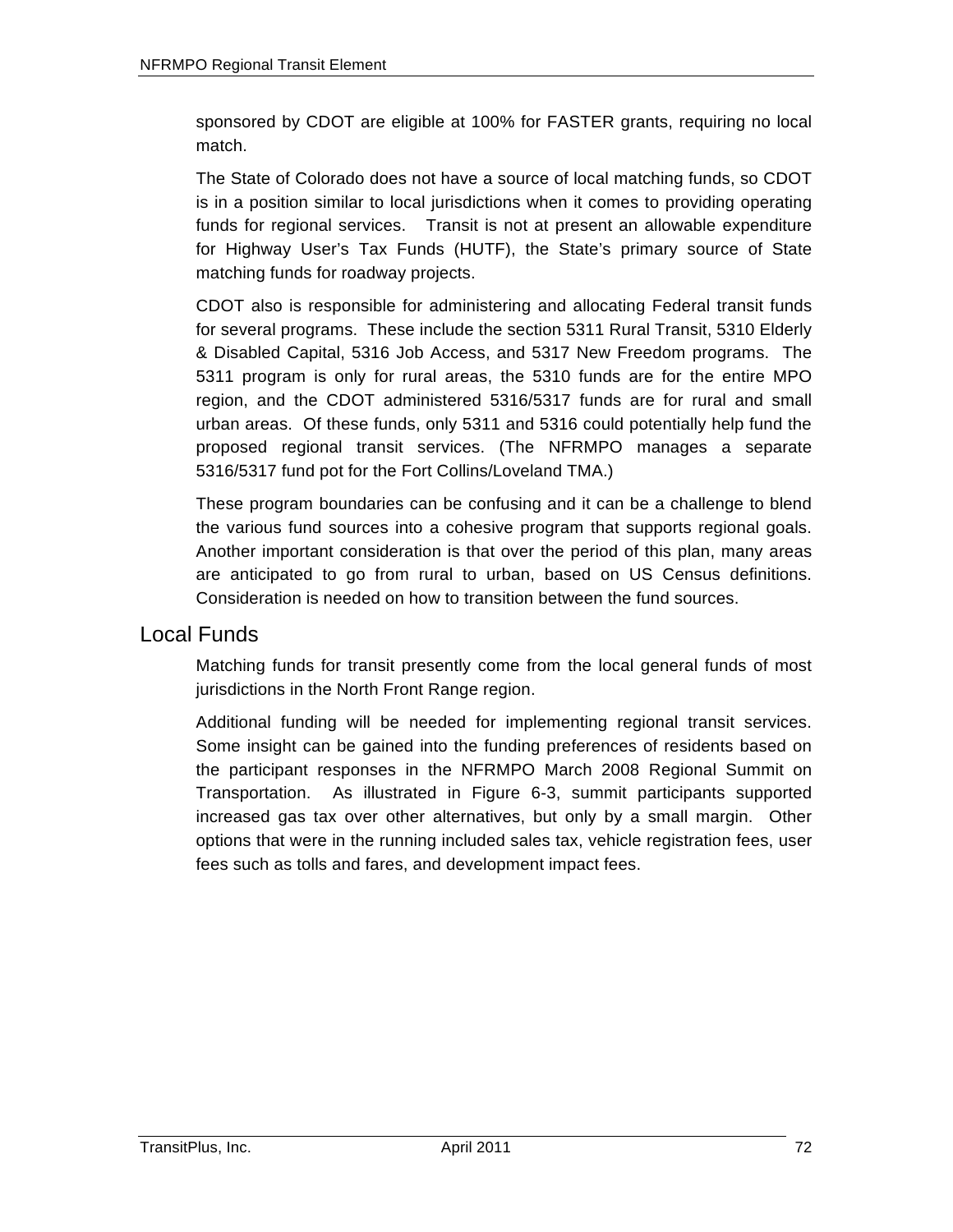sponsored by CDOT are eligible at 100% for FASTER grants, requiring no local match.

The State of Colorado does not have a source of local matching funds, so CDOT is in a position similar to local jurisdictions when it comes to providing operating funds for regional services. Transit is not at present an allowable expenditure for Highway User's Tax Funds (HUTF), the State's primary source of State matching funds for roadway projects.

CDOT also is responsible for administering and allocating Federal transit funds for several programs. These include the section 5311 Rural Transit, 5310 Elderly & Disabled Capital, 5316 Job Access, and 5317 New Freedom programs. The 5311 program is only for rural areas, the 5310 funds are for the entire MPO region, and the CDOT administered 5316/5317 funds are for rural and small urban areas. Of these funds, only 5311 and 5316 could potentially help fund the proposed regional transit services. (The NFRMPO manages a separate 5316/5317 fund pot for the Fort Collins/Loveland TMA.)

These program boundaries can be confusing and it can be a challenge to blend the various fund sources into a cohesive program that supports regional goals. Another important consideration is that over the period of this plan, many areas are anticipated to go from rural to urban, based on US Census definitions. Consideration is needed on how to transition between the fund sources.

## Local Funds

Matching funds for transit presently come from the local general funds of most jurisdictions in the North Front Range region.

Additional funding will be needed for implementing regional transit services. Some insight can be gained into the funding preferences of residents based on the participant responses in the NFRMPO March 2008 Regional Summit on Transportation. As illustrated in Figure 6-3, summit participants supported increased gas tax over other alternatives, but only by a small margin. Other options that were in the running included sales tax, vehicle registration fees, user fees such as tolls and fares, and development impact fees.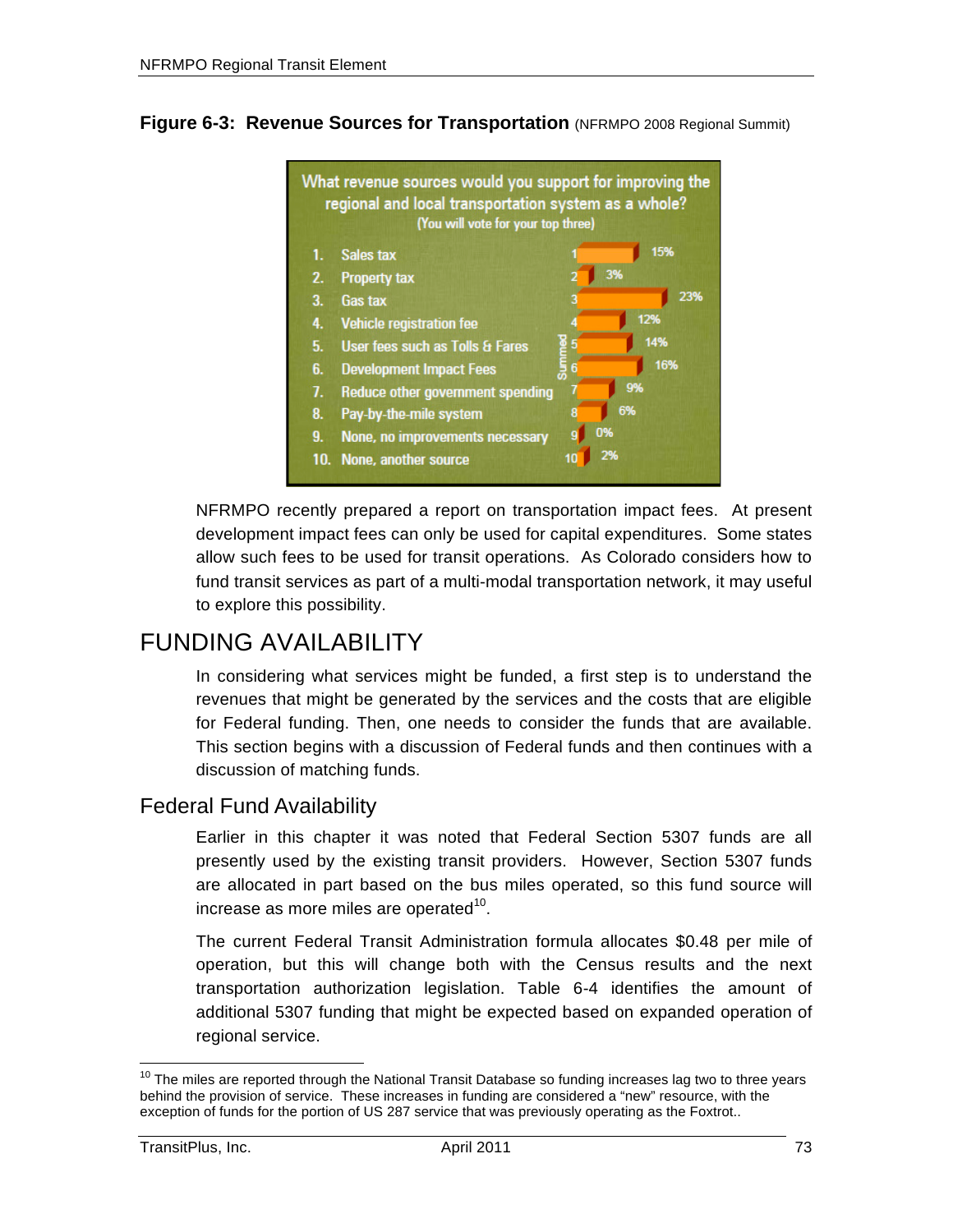**Figure 6-3: Revenue Sources for Transportation** (NFRMPO 2008 Regional Summit)

What revenue sources would you support for improving the regional and local transportation system as a whole?
(You will vote for your top three)

1. Sales tax
2. Property tax
3. Gas tax
4. Vehicle registration fee
5. User fees such as Tolls & Fares
6. Development Impact Fees
7. Reduce other government spending
8. Pay-by-the-mile system
9. None, no improvements necessary
10. None, another source

Summed

1 15%
2 3%
3 23%
4 12%
5 14%
6 16%
7 9%
8 6%
9 0%
10 2%

NFRMPO recently prepared a report on transportation impact fees. At present development impact fees can only be used for capital expenditures. Some states allow such fees to be used for transit operations. As Colorado considers how to fund transit services as part of a multi-modal transportation network, it may useful to explore this possibility.

# FUNDING AVAILABILITY

In considering what services might be funded, a first step is to understand the revenues that might be generated by the services and the costs that are eligible for Federal funding. Then, one needs to consider the funds that are available. This section begins with a discussion of Federal funds and then continues with a discussion of matching funds.

## Federal Fund Availability

Earlier in this chapter it was noted that Federal Section 5307 funds are all presently used by the existing transit providers. However, Section 5307 funds are allocated in part based on the bus miles operated, so this fund source will increase as more miles are operated[10].

The current Federal Transit Administration formula allocates $0.48 per mile of operation, but this will change both with the Census results and the next transportation authorization legislation. Table 6-4 identifies the amount of additional 5307 funding that might be expected based on expanded operation of regional service.

[10] The miles are reported through the National Transit Database so funding increases lag two to three years behind the provision of service. These increases in funding are considered a "new" resource, with the exception of funds for the portion of US 287 service that was previously operating as the Foxtrot..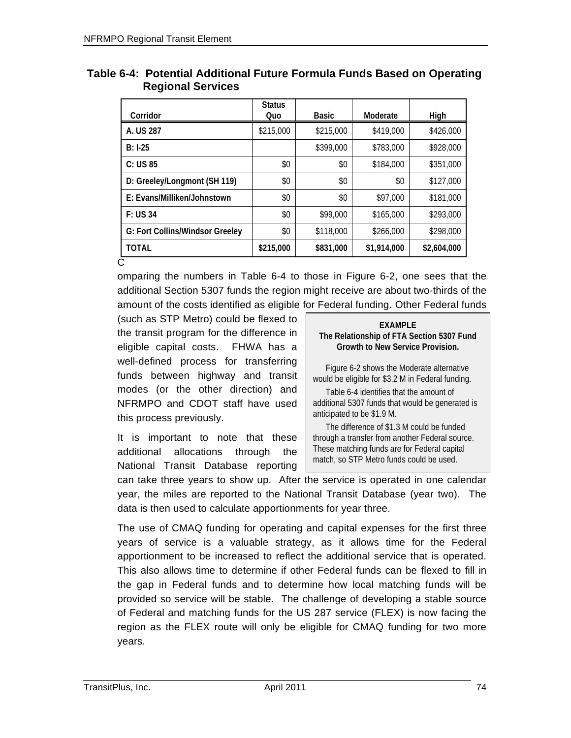## Table 6-4: Potential Additional Future Formula Funds Based on Operating Regional Services

| Corridor | Status Quo | Basic | Moderate | High |
|---|---|---|---|---|
| A. US 287 | $215,000 | $215,000 | $419,000 | $426,000 |
| B: I-25 | | $399,000 | $783,000 | $928,000 |
| C: US 85 | $0 | $0 | $184,000 | $351,000 |
| D: Greeley/Longmont (SH 119) | $0 | $0 | $0 | $127,000 |
| E: Evans/Milliken/Johnstown | $0 | $0 | $97,000 | $181,000 |
| F: US 34 | $0 | $99,000 | $165,000 | $293,000 |
| G: Fort Collins/Windsor Greeley | $0 | $118,000 | $266,000 | $298,000 |
| **TOTAL** | **$215,000** | **$831,000** | **$1,914,000** | **$2,604,000** |

Comparing the numbers in Table 6-4 to those in Figure 6-2, one sees that the additional Section 5307 funds the region might receive are about two-thirds of the amount of the costs identified as eligible for Federal funding. Other Federal funds (such as STP Metro) could be flexed to the transit program for the difference in eligible capital costs. FHWA has a well-defined process for transferring funds between highway and transit modes (or the other direction) and NFRMPO and CDOT staff have used this process previously.

> **EXAMPLE**
> **The Relationship of FTA Section 5307 Fund Growth to New Service Provision.**
>
> Figure 6-2 shows the Moderate alternative would be eligible for $3.2 M in Federal funding.
>
> Table 6-4 identifies that the amount of additional 5307 funds that would be generated is anticipated to be $1.9 M.
>
> The difference of $1.3 M could be funded through a transfer from another Federal source. These matching funds are for Federal capital match, so STP Metro funds could be used.

It is important to note that these additional allocations through the National Transit Database reporting can take three years to show up. After the service is operated in one calendar year, the miles are reported to the National Transit Database (year two). The data is then used to calculate apportionments for year three.

The use of CMAQ funding for operating and capital expenses for the first three years of service is a valuable strategy, as it allows time for the Federal apportionment to be increased to reflect the additional service that is operated. This also allows time to determine if other Federal funds can be flexed to fill in the gap in Federal funds and to determine how local matching funds will be provided so service will be stable. The challenge of developing a stable source of Federal and matching funds for the US 287 service (FLEX) is now facing the region as the FLEX route will only be eligible for CMAQ funding for two more years.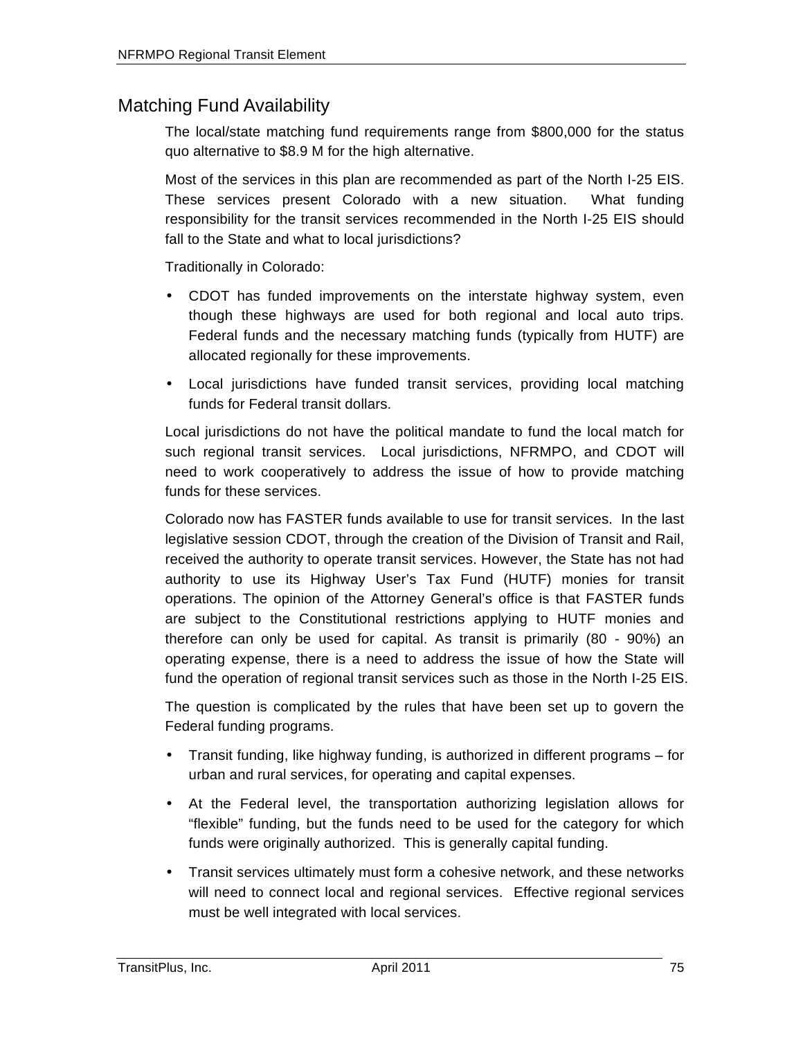## Matching Fund Availability

The local/state matching fund requirements range from $800,000 for the status quo alternative to $8.9 M for the high alternative.

Most of the services in this plan are recommended as part of the North I-25 EIS. These services present Colorado with a new situation. What funding responsibility for the transit services recommended in the North I-25 EIS should fall to the State and what to local jurisdictions?

Traditionally in Colorado:

- CDOT has funded improvements on the interstate highway system, even though these highways are used for both regional and local auto trips. Federal funds and the necessary matching funds (typically from HUTF) are allocated regionally for these improvements.
- Local jurisdictions have funded transit services, providing local matching funds for Federal transit dollars.

Local jurisdictions do not have the political mandate to fund the local match for such regional transit services. Local jurisdictions, NFRMPO, and CDOT will need to work cooperatively to address the issue of how to provide matching funds for these services.

Colorado now has FASTER funds available to use for transit services. In the last legislative session CDOT, through the creation of the Division of Transit and Rail, received the authority to operate transit services. However, the State has not had authority to use its Highway User's Tax Fund (HUTF) monies for transit operations. The opinion of the Attorney General's office is that FASTER funds are subject to the Constitutional restrictions applying to HUTF monies and therefore can only be used for capital. As transit is primarily (80 - 90%) an operating expense, there is a need to address the issue of how the State will fund the operation of regional transit services such as those in the North I-25 EIS.

The question is complicated by the rules that have been set up to govern the Federal funding programs.

- Transit funding, like highway funding, is authorized in different programs – for urban and rural services, for operating and capital expenses.
- At the Federal level, the transportation authorizing legislation allows for "flexible" funding, but the funds need to be used for the category for which funds were originally authorized. This is generally capital funding.
- Transit services ultimately must form a cohesive network, and these networks will need to connect local and regional services. Effective regional services must be well integrated with local services.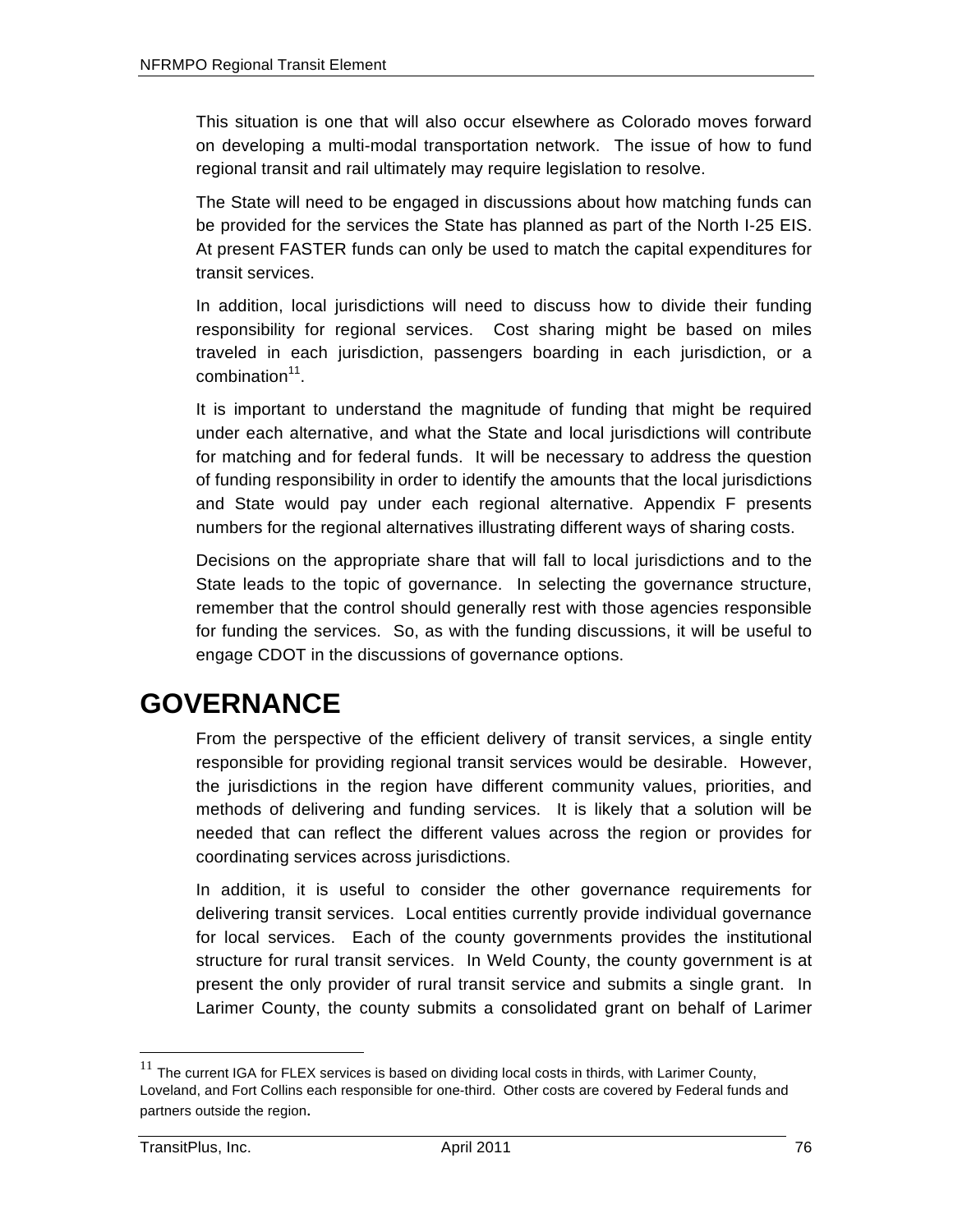This situation is one that will also occur elsewhere as Colorado moves forward on developing a multi-modal transportation network. The issue of how to fund regional transit and rail ultimately may require legislation to resolve.

The State will need to be engaged in discussions about how matching funds can be provided for the services the State has planned as part of the North I-25 EIS. At present FASTER funds can only be used to match the capital expenditures for transit services.

In addition, local jurisdictions will need to discuss how to divide their funding responsibility for regional services. Cost sharing might be based on miles traveled in each jurisdiction, passengers boarding in each jurisdiction, or a combination[11].

It is important to understand the magnitude of funding that might be required under each alternative, and what the State and local jurisdictions will contribute for matching and for federal funds. It will be necessary to address the question of funding responsibility in order to identify the amounts that the local jurisdictions and State would pay under each regional alternative. Appendix F presents numbers for the regional alternatives illustrating different ways of sharing costs.

Decisions on the appropriate share that will fall to local jurisdictions and to the State leads to the topic of governance. In selecting the governance structure, remember that the control should generally rest with those agencies responsible for funding the services. So, as with the funding discussions, it will be useful to engage CDOT in the discussions of governance options.

# GOVERNANCE

From the perspective of the efficient delivery of transit services, a single entity responsible for providing regional transit services would be desirable. However, the jurisdictions in the region have different community values, priorities, and methods of delivering and funding services. It is likely that a solution will be needed that can reflect the different values across the region or provides for coordinating services across jurisdictions.

In addition, it is useful to consider the other governance requirements for delivering transit services. Local entities currently provide individual governance for local services. Each of the county governments provides the institutional structure for rural transit services. In Weld County, the county government is at present the only provider of rural transit service and submits a single grant. In Larimer County, the county submits a consolidated grant on behalf of Larimer

---

[11] The current IGA for FLEX services is based on dividing local costs in thirds, with Larimer County, Loveland, and Fort Collins each responsible for one-third. Other costs are covered by Federal funds and partners outside the region.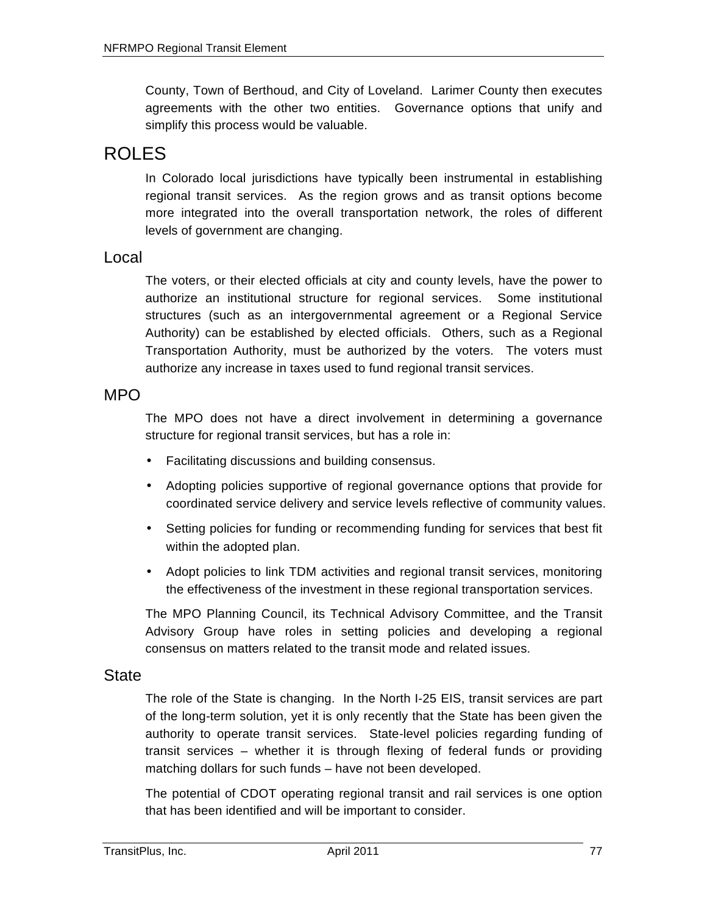County, Town of Berthoud, and City of Loveland. Larimer County then executes agreements with the other two entities. Governance options that unify and simplify this process would be valuable.

# ROLES

In Colorado local jurisdictions have typically been instrumental in establishing regional transit services. As the region grows and as transit options become more integrated into the overall transportation network, the roles of different levels of government are changing.

## Local

The voters, or their elected officials at city and county levels, have the power to authorize an institutional structure for regional services. Some institutional structures (such as an intergovernmental agreement or a Regional Service Authority) can be established by elected officials. Others, such as a Regional Transportation Authority, must be authorized by the voters. The voters must authorize any increase in taxes used to fund regional transit services.

## MPO

The MPO does not have a direct involvement in determining a governance structure for regional transit services, but has a role in:

- Facilitating discussions and building consensus.
- Adopting policies supportive of regional governance options that provide for coordinated service delivery and service levels reflective of community values.
- Setting policies for funding or recommending funding for services that best fit within the adopted plan.
- Adopt policies to link TDM activities and regional transit services, monitoring the effectiveness of the investment in these regional transportation services.

The MPO Planning Council, its Technical Advisory Committee, and the Transit Advisory Group have roles in setting policies and developing a regional consensus on matters related to the transit mode and related issues.

## State

The role of the State is changing. In the North I-25 EIS, transit services are part of the long-term solution, yet it is only recently that the State has been given the authority to operate transit services. State-level policies regarding funding of transit services – whether it is through flexing of federal funds or providing matching dollars for such funds – have not been developed.

The potential of CDOT operating regional transit and rail services is one option that has been identified and will be important to consider.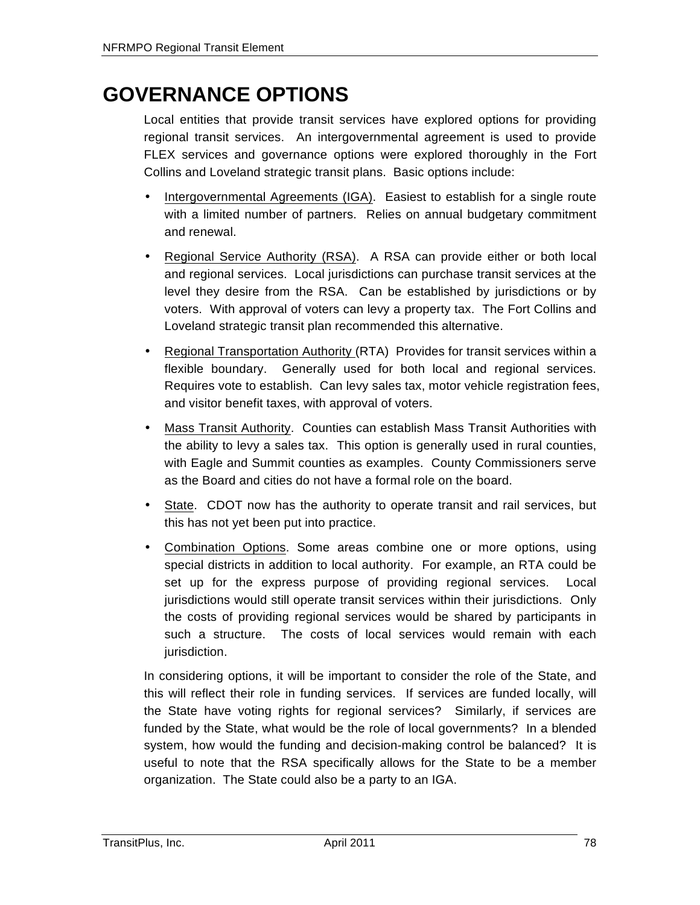# GOVERNANCE OPTIONS

Local entities that provide transit services have explored options for providing regional transit services. An intergovernmental agreement is used to provide FLEX services and governance options were explored thoroughly in the Fort Collins and Loveland strategic transit plans. Basic options include:

- Intergovernmental Agreements (IGA). Easiest to establish for a single route with a limited number of partners. Relies on annual budgetary commitment and renewal.
- Regional Service Authority (RSA). A RSA can provide either or both local and regional services. Local jurisdictions can purchase transit services at the level they desire from the RSA. Can be established by jurisdictions or by voters. With approval of voters can levy a property tax. The Fort Collins and Loveland strategic transit plan recommended this alternative.
- Regional Transportation Authority (RTA) Provides for transit services within a flexible boundary. Generally used for both local and regional services. Requires vote to establish. Can levy sales tax, motor vehicle registration fees, and visitor benefit taxes, with approval of voters.
- Mass Transit Authority. Counties can establish Mass Transit Authorities with the ability to levy a sales tax. This option is generally used in rural counties, with Eagle and Summit counties as examples. County Commissioners serve as the Board and cities do not have a formal role on the board.
- State. CDOT now has the authority to operate transit and rail services, but this has not yet been put into practice.
- Combination Options. Some areas combine one or more options, using special districts in addition to local authority. For example, an RTA could be set up for the express purpose of providing regional services. Local jurisdictions would still operate transit services within their jurisdictions. Only the costs of providing regional services would be shared by participants in such a structure. The costs of local services would remain with each jurisdiction.

In considering options, it will be important to consider the role of the State, and this will reflect their role in funding services. If services are funded locally, will the State have voting rights for regional services? Similarly, if services are funded by the State, what would be the role of local governments? In a blended system, how would the funding and decision-making control be balanced? It is useful to note that the RSA specifically allows for the State to be a member organization. The State could also be a party to an IGA.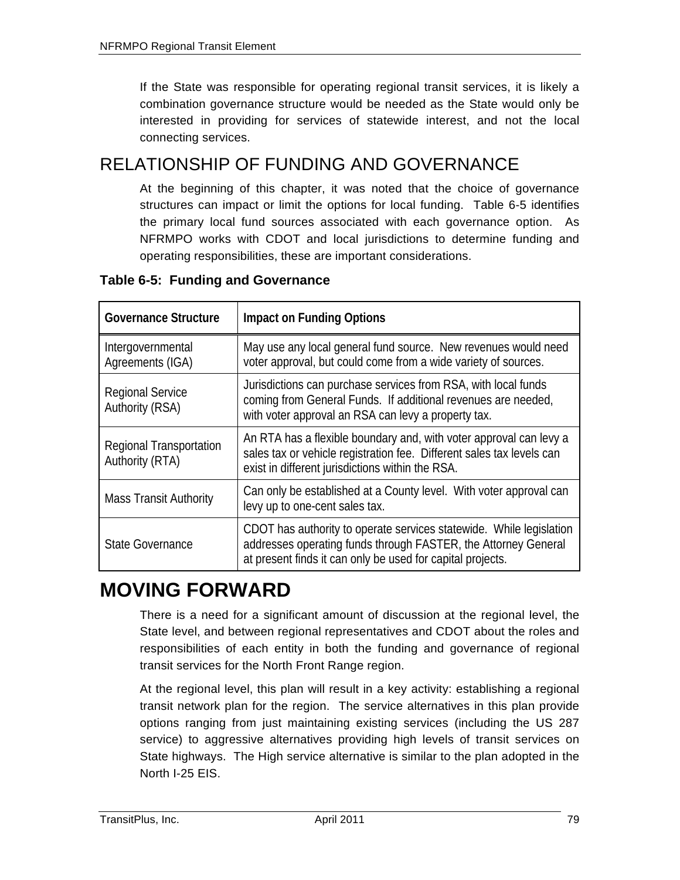If the State was responsible for operating regional transit services, it is likely a combination governance structure would be needed as the State would only be interested in providing for services of statewide interest, and not the local connecting services.

## RELATIONSHIP OF FUNDING AND GOVERNANCE

At the beginning of this chapter, it was noted that the choice of governance structures can impact or limit the options for local funding. Table 6-5 identifies the primary local fund sources associated with each governance option. As NFRMPO works with CDOT and local jurisdictions to determine funding and operating responsibilities, these are important considerations.

**Table 6-5: Funding and Governance**

| Governance Structure | Impact on Funding Options |
|---|---|
| Intergovernmental Agreements (IGA) | May use any local general fund source. New revenues would need voter approval, but could come from a wide variety of sources. |
| Regional Service Authority (RSA) | Jurisdictions can purchase services from RSA, with local funds coming from General Funds. If additional revenues are needed, with voter approval an RSA can levy a property tax. |
| Regional Transportation Authority (RTA) | An RTA has a flexible boundary and, with voter approval can levy a sales tax or vehicle registration fee. Different sales tax levels can exist in different jurisdictions within the RSA. |
| Mass Transit Authority | Can only be established at a County level. With voter approval can levy up to one-cent sales tax. |
| State Governance | CDOT has authority to operate services statewide. While legislation addresses operating funds through FASTER, the Attorney General at present finds it can only be used for capital projects. |

# MOVING FORWARD

There is a need for a significant amount of discussion at the regional level, the State level, and between regional representatives and CDOT about the roles and responsibilities of each entity in both the funding and governance of regional transit services for the North Front Range region.

At the regional level, this plan will result in a key activity: establishing a regional transit network plan for the region. The service alternatives in this plan provide options ranging from just maintaining existing services (including the US 287 service) to aggressive alternatives providing high levels of transit services on State highways. The High service alternative is similar to the plan adopted in the North I-25 EIS.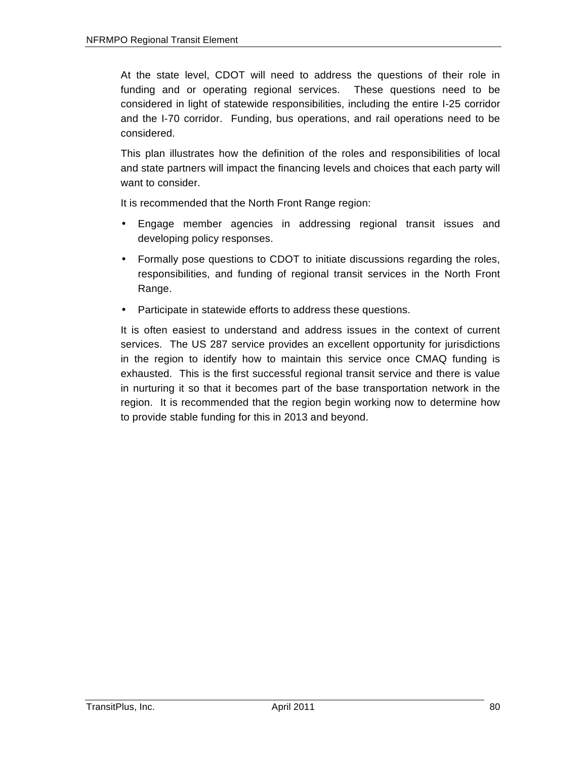At the state level, CDOT will need to address the questions of their role in funding and or operating regional services. These questions need to be considered in light of statewide responsibilities, including the entire I-25 corridor and the I-70 corridor. Funding, bus operations, and rail operations need to be considered.

This plan illustrates how the definition of the roles and responsibilities of local and state partners will impact the financing levels and choices that each party will want to consider.

It is recommended that the North Front Range region:

- Engage member agencies in addressing regional transit issues and developing policy responses.
- Formally pose questions to CDOT to initiate discussions regarding the roles, responsibilities, and funding of regional transit services in the North Front Range.
- Participate in statewide efforts to address these questions.

It is often easiest to understand and address issues in the context of current services. The US 287 service provides an excellent opportunity for jurisdictions in the region to identify how to maintain this service once CMAQ funding is exhausted. This is the first successful regional transit service and there is value in nurturing it so that it becomes part of the base transportation network in the region. It is recommended that the region begin working now to determine how to provide stable funding for this in 2013 and beyond.